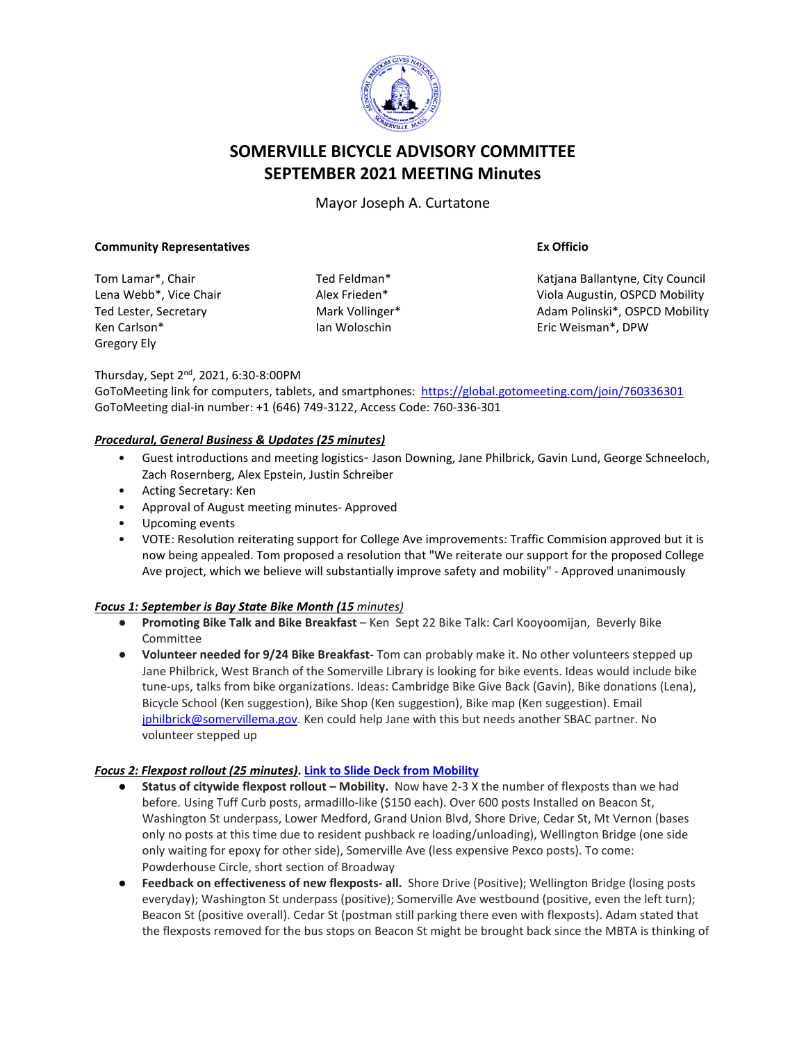# SOMERVILLE BICYCLE ADVISORY COMMITTEE
# SEPTEMBER 2021 MEETING Minutes

Mayor Joseph A. Curtatone

**Community Representatives**

Tom Lamar*, Chair
Lena Webb*, Vice Chair
Ted Lester, Secretary
Ken Carlson*
Gregory Ely

Ted Feldman*
Alex Frieden*
Mark Vollinger*
Ian Woloschin

**Ex Officio**

Katjana Ballantyne, City Council
Viola Augustin, OSPCD Mobility
Adam Polinski*, OSPCD Mobility
Eric Weisman*, DPW

Thursday, Sept 2nd, 2021, 6:30-8:00PM
GoToMeeting link for computers, tablets, and smartphones: https://global.gotomeeting.com/join/760336301
GoToMeeting dial-in number: +1 (646) 749-3122, Access Code: 760-336-301

***Procedural, General Business & Updates (25 minutes)***

- Guest introductions and meeting logistics- Jason Downing, Jane Philbrick, Gavin Lund, George Schneeloch, Zach Rosernberg, Alex Epstein, Justin Schreiber
- Acting Secretary: Ken
- Approval of August meeting minutes- Approved
- Upcoming events
- VOTE: Resolution reiterating support for College Ave improvements: Traffic Commision approved but it is now being appealed. Tom proposed a resolution that "We reiterate our support for the proposed College Ave project, which we believe will substantially improve safety and mobility" - Approved unanimously

***Focus 1: September is Bay State Bike Month (15 minutes)***

- **Promoting Bike Talk and Bike Breakfast** – Ken Sept 22 Bike Talk: Carl Kooyoomijan, Beverly Bike Committee
- **Volunteer needed for 9/24 Bike Breakfast**- Tom can probably make it. No other volunteers stepped up Jane Philbrick, West Branch of the Somerville Library is looking for bike events. Ideas would include bike tune-ups, talks from bike organizations. Ideas: Cambridge Bike Give Back (Gavin), Bike donations (Lena), Bicycle School (Ken suggestion), Bike Shop (Ken suggestion), Bike map (Ken suggestion). Email jphilbrick@somervillema.gov. Ken could help Jane with this but needs another SBAC partner. No volunteer stepped up

***Focus 2: Flexpost rollout (25 minutes)*. [Link to Slide Deck from Mobility]()**

- **Status of citywide flexpost rollout – Mobility.** Now have 2-3 X the number of flexposts than we had before. Using Tuff Curb posts, armadillo-like ($150 each). Over 600 posts Installed on Beacon St, Washington St underpass, Lower Medford, Grand Union Blvd, Shore Drive, Cedar St, Mt Vernon (bases only no posts at this time due to resident pushback re loading/unloading), Wellington Bridge (one side only waiting for epoxy for other side), Somerville Ave (less expensive Pexco posts). To come: Powderhouse Circle, short section of Broadway
- **Feedback on effectiveness of new flexposts- all.** Shore Drive (Positive); Wellington Bridge (losing posts everyday); Washington St underpass (positive); Somerville Ave westbound (positive, even the left turn); Beacon St (positive overall). Cedar St (postman still parking there even with flexposts). Adam stated that the flexposts removed for the bus stops on Beacon St might be brought back since the MBTA is thinking of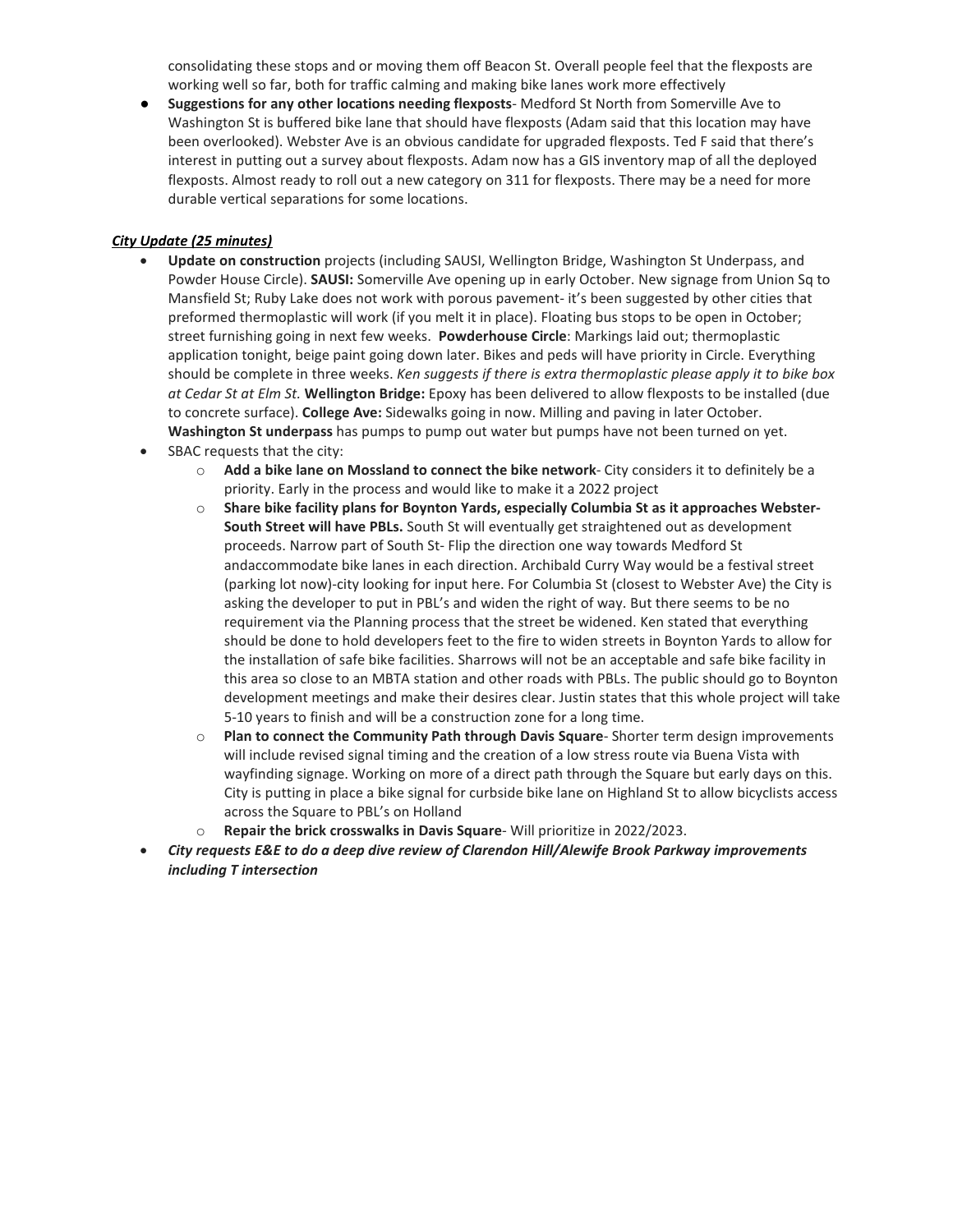consolidating these stops and or moving them off Beacon St. Overall people feel that the flexposts are working well so far, both for traffic calming and making bike lanes work more effectively

- **Suggestions for any other locations needing flexposts**- Medford St North from Somerville Ave to Washington St is buffered bike lane that should have flexposts (Adam said that this location may have been overlooked). Webster Ave is an obvious candidate for upgraded flexposts. Ted F said that there's interest in putting out a survey about flexposts. Adam now has a GIS inventory map of all the deployed flexposts. Almost ready to roll out a new category on 311 for flexposts. There may be a need for more durable vertical separations for some locations.

***City Update (25 minutes)***

- **Update on construction** projects (including SAUSI, Wellington Bridge, Washington St Underpass, and Powder House Circle). **SAUSI:** Somerville Ave opening up in early October. New signage from Union Sq to Mansfield St; Ruby Lake does not work with porous pavement- it's been suggested by other cities that preformed thermoplastic will work (if you melt it in place). Floating bus stops to be open in October; street furnishing going in next few weeks. **Powderhouse Circle**: Markings laid out; thermoplastic application tonight, beige paint going down later. Bikes and peds will have priority in Circle. Everything should be complete in three weeks. *Ken suggests if there is extra thermoplastic please apply it to bike box at Cedar St at Elm St.* **Wellington Bridge:** Epoxy has been delivered to allow flexposts to be installed (due to concrete surface). **College Ave:** Sidewalks going in now. Milling and paving in later October. **Washington St underpass** has pumps to pump out water but pumps have not been turned on yet.
- SBAC requests that the city:
  - **Add a bike lane on Mossland to connect the bike network**- City considers it to definitely be a priority. Early in the process and would like to make it a 2022 project
  - **Share bike facility plans for Boynton Yards, especially Columbia St as it approaches Webster- South Street will have PBLs.** South St will eventually get straightened out as development proceeds. Narrow part of South St- Flip the direction one way towards Medford St andaccommodate bike lanes in each direction. Archibald Curry Way would be a festival street (parking lot now)-city looking for input here. For Columbia St (closest to Webster Ave) the City is asking the developer to put in PBL's and widen the right of way. But there seems to be no requirement via the Planning process that the street be widened. Ken stated that everything should be done to hold developers feet to the fire to widen streets in Boynton Yards to allow for the installation of safe bike facilities. Sharrows will not be an acceptable and safe bike facility in this area so close to an MBTA station and other roads with PBLs. The public should go to Boynton development meetings and make their desires clear. Justin states that this whole project will take 5-10 years to finish and will be a construction zone for a long time.
  - **Plan to connect the Community Path through Davis Square**- Shorter term design improvements will include revised signal timing and the creation of a low stress route via Buena Vista with wayfinding signage. Working on more of a direct path through the Square but early days on this. City is putting in place a bike signal for curbside bike lane on Highland St to allow bicyclists access across the Square to PBL's on Holland
  - **Repair the brick crosswalks in Davis Square**- Will prioritize in 2022/2023.
- ***City requests E&E to do a deep dive review of Clarendon Hill/Alewife Brook Parkway improvements including T intersection***